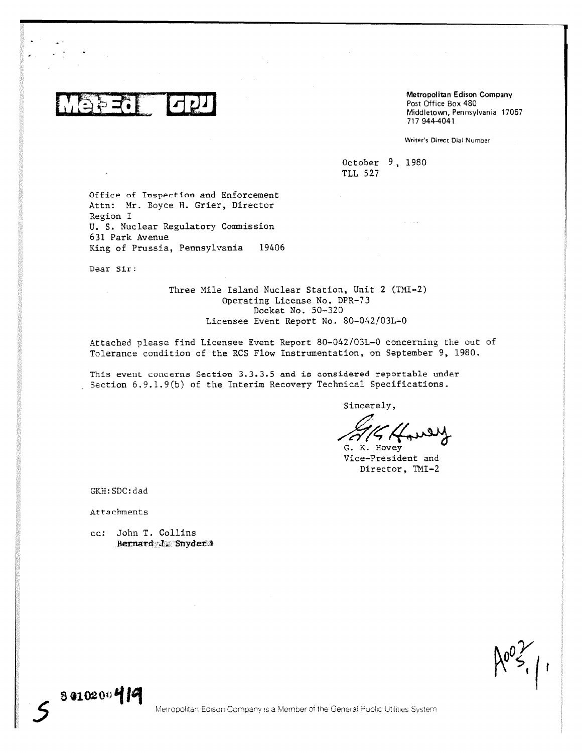**Met-Ed GPU**

Metropolitan Edison Company
Post Office Box 480
Middletown, Pennsylvania 17057
717 944-4041

Writer's Direct Dial Number

October 9, 1980
TLL 527

Office of Inspection and Enforcement
Attn: Mr. Boyce H. Grier, Director
Region I
U. S. Nuclear Regulatory Commission
631 Park Avenue
King of Prussia, Pennsylvania 19406

Dear Sir:

Three Mile Island Nuclear Station, Unit 2 (TMI-2)
Operating License No. DPR-73
Docket No. 50-320
Licensee Event Report No. 80-042/03L-0

Attached please find Licensee Event Report 80-042/03L-0 concerning the out of Tolerance condition of the RCS Flow Instrumentation, on September 9, 1980.

This event concerns Section 3.3.3.5 and is considered reportable under Section 6.9.1.9(b) of the Interim Recovery Technical Specifications.

Sincerely,

G. K. Hovey
Vice-President and
Director, TMI-2

GKH:SDC:dad

Attachments

cc: John T. Collins
Bernard J. Snyder

8010200419

Metropolitan Edison Company is a Member of the General Public Utilities System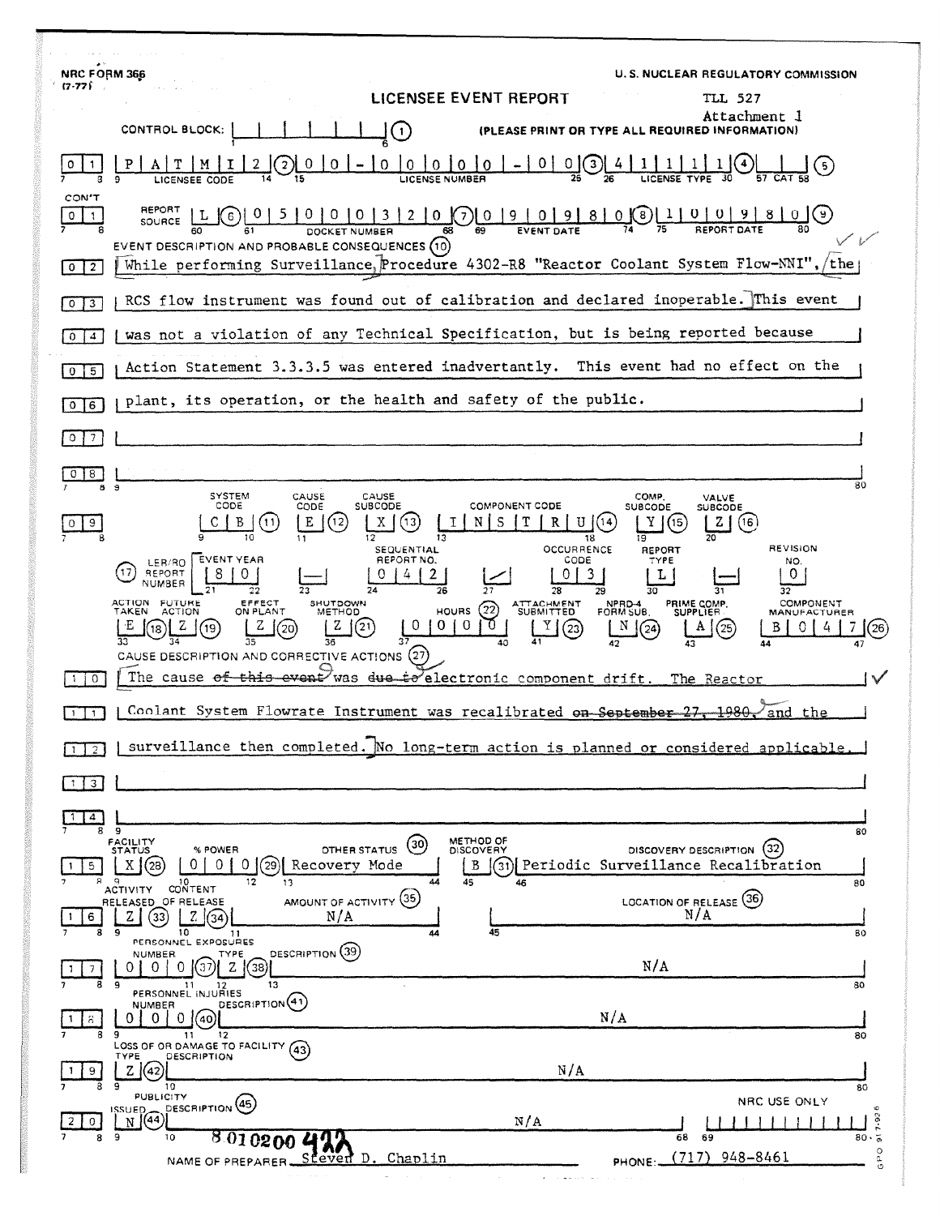NRC FORM 366
(7-77)

U. S. NUCLEAR REGULATORY COMMISSION

# LICENSEE EVENT REPORT

TLL 527
Attachment 1

CONTROL BLOCK: (1) (PLEASE PRINT OR TYPE ALL REQUIRED INFORMATION)

| 0 1 | P A T M I 2 (2) | 0 0 - 0 0 0 0 0 - 0 0 (3) | 4 1 1 1 1 (4) | (5) |
|---|---|---|---|---|
| | LICENSEE CODE | LICENSE NUMBER | LICENSE TYPE | CAT |

| CON'T 0 1 | REPORT SOURCE | L (6) | 0 5 0 0 0 3 2 0 (7) | 0 9 0 9 8 0 (8) | 1 0 0 9 8 0 (9) |
|---|---|---|---|---|---|
| | | | DOCKET NUMBER | EVENT DATE | REPORT DATE |

**EVENT DESCRIPTION AND PROBABLE CONSEQUENCES (10)**

0 2 While performing Surveillance Procedure 4302-R8 "Reactor Coolant System Flow-NNI", the
0 3 RCS flow instrument was found out of calibration and declared inoperable. This event
0 4 was not a violation of any Technical Specification, but is being reported because
0 5 Action Statement 3.3.3.5 was entered inadvertantly. This event had no effect on the
0 6 plant, its operation, or the health and safety of the public.
0 7
0 8

| | SYSTEM CODE | CAUSE CODE | CAUSE SUBCODE | COMPONENT CODE | COMP. SUBCODE | VALVE SUBCODE |
|---|---|---|---|---|---|---|
| 0 9 | C B (11) | E (12) | X (13) | I N S T R U (14) | Y (15) | Z (16) |

| (17) LER/RO REPORT NUMBER | EVENT YEAR | | SEQUENTIAL REPORT NO. | | OCCURRENCE CODE | REPORT TYPE | | REVISION NO. |
|---|---|---|---|---|---|---|---|---|
| | 8 0 | — | 0 4 2 | / | 0 3 | L | — | 0 |

| ACTION TAKEN | FUTURE ACTION | EFFECT ON PLANT | SHUTDOWN METHOD | HOURS (22) | ATTACHMENT SUBMITTED | NPRD-4 FORM SUB. | PRIME COMP. SUPPLIER | COMPONENT MANUFACTURER |
|---|---|---|---|---|---|---|---|---|
| E (18) | Z (19) | Z (20) | Z (21) | 0 0 0 0 | Y (23) | N (24) | A (25) | B 0 4 7 (26) |

**CAUSE DESCRIPTION AND CORRECTIVE ACTIONS (27)**

1 0 The cause ~~of this event~~ was ~~due to~~ electronic component drift. The Reactor
1 1 Coolant System Flowrate Instrument was recalibrated ~~on September 27, 1980,~~ and the
1 2 surveillance then completed. No long-term action is planned or considered applicable.
1 3
1 4

| | FACILITY STATUS | % POWER | OTHER STATUS (30) | METHOD OF DISCOVERY | DISCOVERY DESCRIPTION (32) |
|---|---|---|---|---|---|
| 1 5 | X (28) | 0 0 0 (29) | Recovery Mode | B (31) | Periodic Surveillance Recalibration |

| | ACTIVITY RELEASED | CONTENT OF RELEASE | AMOUNT OF ACTIVITY (35) | LOCATION OF RELEASE (36) |
|---|---|---|---|---|
| 1 6 | Z (33) | Z (34) | N/A | N/A |

| | PERSONNEL EXPOSURES NUMBER | TYPE | DESCRIPTION (39) |
|---|---|---|---|
| 1 7 | 0 0 0 (37) | Z (38) | N/A |

| | PERSONNEL INJURIES NUMBER | DESCRIPTION (41) |
|---|---|---|
| 1 8 | 0 0 0 (40) | N/A |

| | LOSS OF OR DAMAGE TO FACILITY (43) TYPE | DESCRIPTION |
|---|---|---|
| 1 9 | Z (42) | N/A |

| | PUBLICITY ISSUED | DESCRIPTION (45) | NRC USE ONLY |
|---|---|---|---|
| 2 0 | N (44) | N/A | |

8010200422

NAME OF PREPARER Steven D. Chaplin PHONE: (717) 948-8461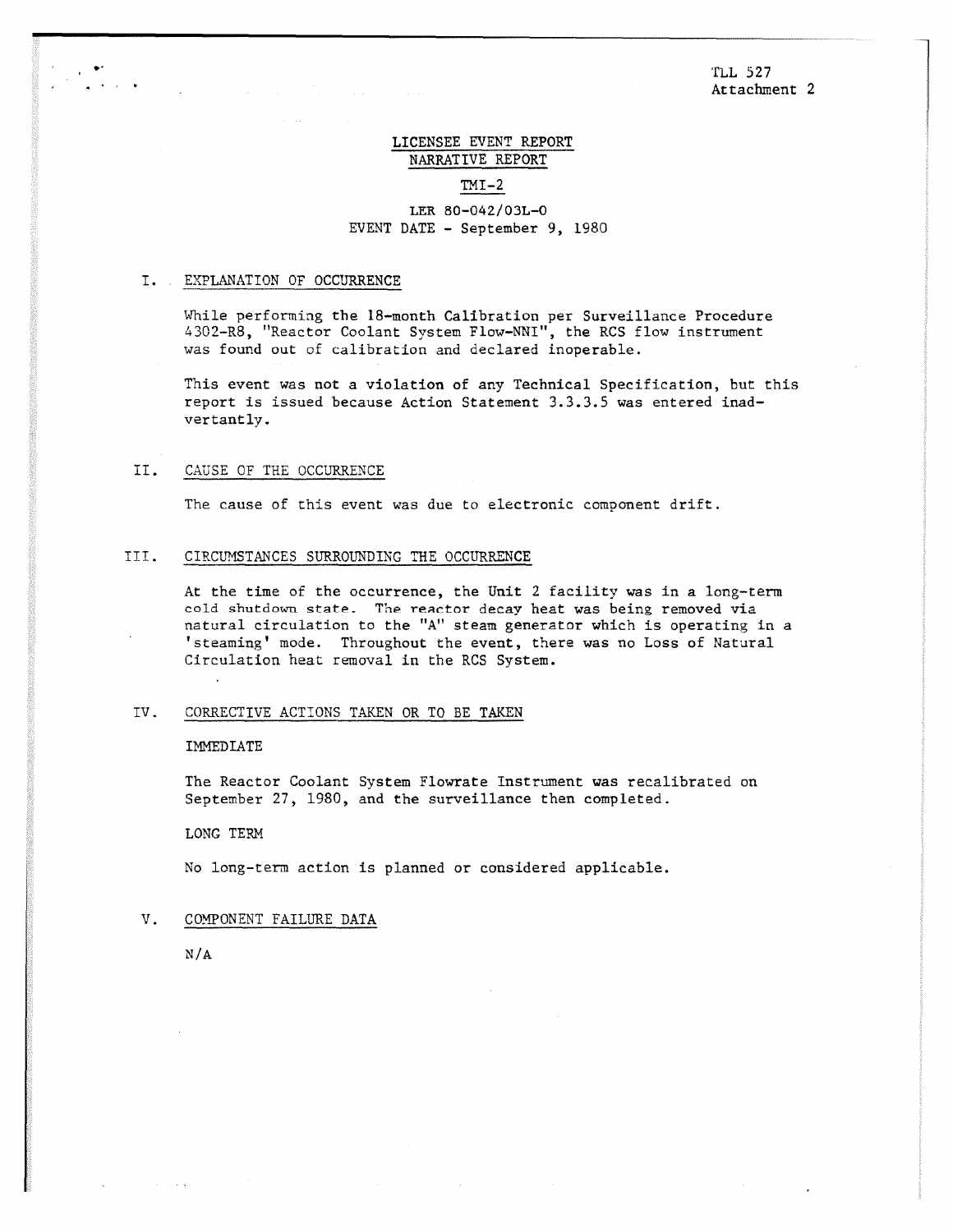TLL 527
Attachment 2

# LICENSEE EVENT REPORT
## NARRATIVE REPORT
## TMI-2

LER 80-042/03L-0
EVENT DATE - September 9, 1980

### I. EXPLANATION OF OCCURRENCE

While performing the 18-month Calibration per Surveillance Procedure 4302-R8, "Reactor Coolant System Flow-NNI", the RCS flow instrument was found out of calibration and declared inoperable.

This event was not a violation of any Technical Specification, but this report is issued because Action Statement 3.3.3.5 was entered inadvertantly.

### II. CAUSE OF THE OCCURRENCE

The cause of this event was due to electronic component drift.

### III. CIRCUMSTANCES SURROUNDING THE OCCURRENCE

At the time of the occurrence, the Unit 2 facility was in a long-term cold shutdown state. The reactor decay heat was being removed via natural circulation to the "A" steam generator which is operating in a 'steaming' mode. Throughout the event, there was no Loss of Natural Circulation heat removal in the RCS System.

### IV. CORRECTIVE ACTIONS TAKEN OR TO BE TAKEN

IMMEDIATE

The Reactor Coolant System Flowrate Instrument was recalibrated on September 27, 1980, and the surveillance then completed.

LONG TERM

No long-term action is planned or considered applicable.

### V. COMPONENT FAILURE DATA

N/A